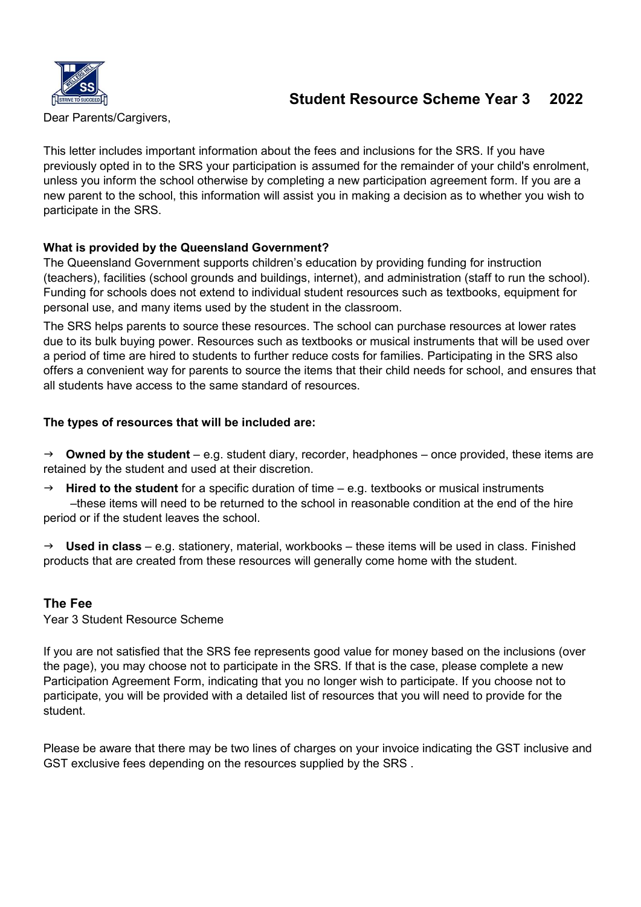# Student Resource Scheme Year 3 2022

Dear Parents/Cargivers,

This letter includes important information about the fees and inclusions for the SRS. If you have previously opted in to the SRS your participation is assumed for the remainder of your child's enrolment, unless you inform the school otherwise by completing a new participation agreement form. If you are a new parent to the school, this information will assist you in making a decision as to whether you wish to participate in the SRS.

**What is provided by the Queensland Government?**

The Queensland Government supports children's education by providing funding for instruction (teachers), facilities (school grounds and buildings, internet), and administration (staff to run the school). Funding for schools does not extend to individual student resources such as textbooks, equipment for personal use, and many items used by the student in the classroom.

The SRS helps parents to source these resources. The school can purchase resources at lower rates due to its bulk buying power. Resources such as textbooks or musical instruments that will be used over a period of time are hired to students to further reduce costs for families. Participating in the SRS also offers a convenient way for parents to source the items that their child needs for school, and ensures that all students have access to the same standard of resources.

**The types of resources that will be included are:**

→ **Owned by the student** – e.g. student diary, recorder, headphones – once provided, these items are retained by the student and used at their discretion.

→ **Hired to the student** for a specific duration of time – e.g. textbooks or musical instruments –these items will need to be returned to the school in reasonable condition at the end of the hire period or if the student leaves the school.

→ **Used in class** – e.g. stationery, material, workbooks – these items will be used in class. Finished products that are created from these resources will generally come home with the student.

## The Fee

Year 3 Student Resource Scheme

If you are not satisfied that the SRS fee represents good value for money based on the inclusions (over the page), you may choose not to participate in the SRS. If that is the case, please complete a new Participation Agreement Form, indicating that you no longer wish to participate. If you choose not to participate, you will be provided with a detailed list of resources that you will need to provide for the student.

Please be aware that there may be two lines of charges on your invoice indicating the GST inclusive and GST exclusive fees depending on the resources supplied by the SRS .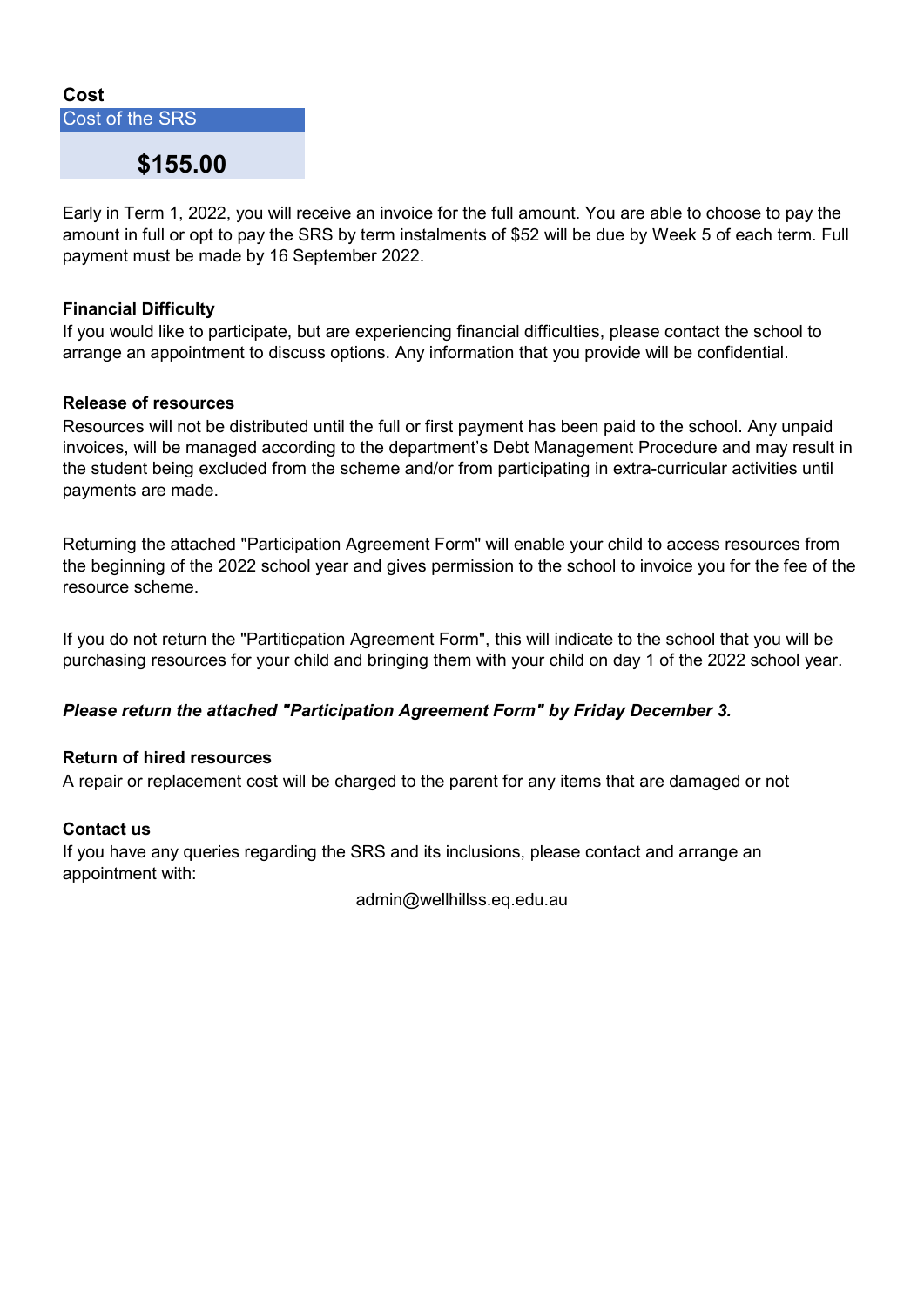**Cost**

| Cost of the SRS |
| --- |
| **$155.00** |

Early in Term 1, 2022, you will receive an invoice for the full amount. You are able to choose to pay the amount in full or opt to pay the SRS by term instalments of $52 will be due by Week 5 of each term. Full payment must be made by 16 September 2022.

**Financial Difficulty**

If you would like to participate, but are experiencing financial difficulties, please contact the school to arrange an appointment to discuss options. Any information that you provide will be confidential.

**Release of resources**

Resources will not be distributed until the full or first payment has been paid to the school. Any unpaid invoices, will be managed according to the department's Debt Management Procedure and may result in the student being excluded from the scheme and/or from participating in extra-curricular activities until payments are made.

Returning the attached "Participation Agreement Form" will enable your child to access resources from the beginning of the 2022 school year and gives permission to the school to invoice you for the fee of the resource scheme.

If you do not return the "Partiticpation Agreement Form", this will indicate to the school that you will be purchasing resources for your child and bringing them with your child on day 1 of the 2022 school year.

***Please return the attached "Participation Agreement Form" by Friday December 3.***

**Return of hired resources**

A repair or replacement cost will be charged to the parent for any items that are damaged or not

**Contact us**

If you have any queries regarding the SRS and its inclusions, please contact and arrange an appointment with:

admin@wellhillss.eq.edu.au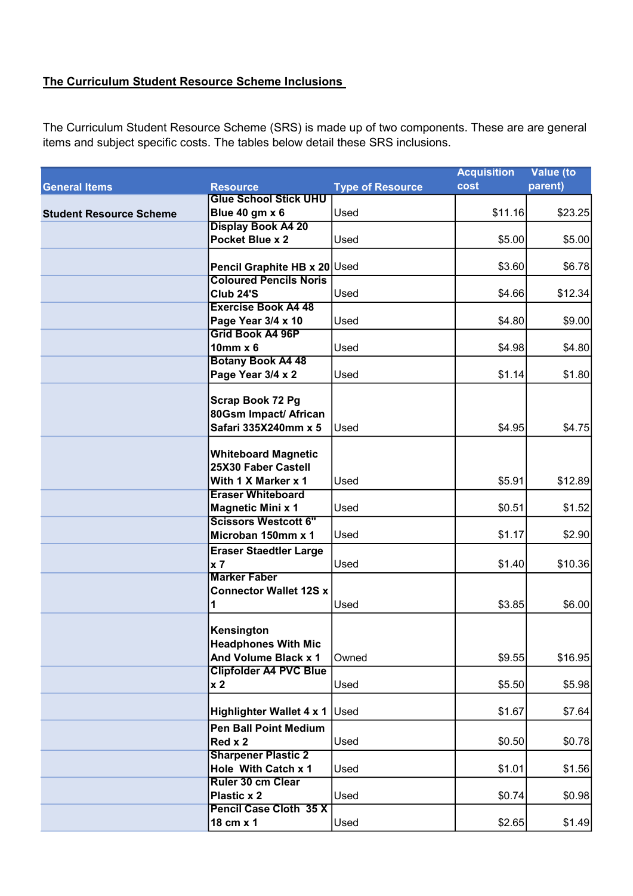**The Curriculum Student Resource Scheme Inclusions**

The Curriculum Student Resource Scheme (SRS) is made up of two components. These are are general items and subject specific costs. The tables below detail these SRS inclusions.

| General Items | Resource | Type of Resource | Acquisition cost | Value (to parent) |
|---|---|---|---|---|
| **Student Resource Scheme** | **Glue School Stick UHU Blue 40 gm x 6** | Used | $11.16 | $23.25 |
| | **Display Book A4 20 Pocket Blue x 2** | Used | $5.00 | $5.00 |
| | **Pencil Graphite HB x 20** | Used | $3.60 | $6.78 |
| | **Coloured Pencils Noris Club 24'S** | Used | $4.66 | $12.34 |
| | **Exercise Book A4 48 Page Year 3/4 x 10** | Used | $4.80 | $9.00 |
| | **Grid Book A4 96P 10mm x 6** | Used | $4.98 | $4.80 |
| | **Botany Book A4 48 Page Year 3/4 x 2** | Used | $1.14 | $1.80 |
| | **Scrap Book 72 Pg 80Gsm Impact/ African Safari 335X240mm x 5** | Used | $4.95 | $4.75 |
| | **Whiteboard Magnetic 25X30 Faber Castell With 1 X Marker x 1** | Used | $5.91 | $12.89 |
| | **Eraser Whiteboard Magnetic Mini x 1** | Used | $0.51 | $1.52 |
| | **Scissors Westcott 6" Microban 150mm x 1** | Used | $1.17 | $2.90 |
| | **Eraser Staedtler Large x 7** | Used | $1.40 | $10.36 |
| | **Marker Faber Connector Wallet 12S x 1** | Used | $3.85 | $6.00 |
| | **Kensington Headphones With Mic And Volume Black x 1** | Owned | $9.55 | $16.95 |
| | **Clipfolder A4 PVC Blue x 2** | Used | $5.50 | $5.98 |
| | **Highlighter Wallet 4 x 1** | Used | $1.67 | $7.64 |
| | **Pen Ball Point Medium Red x 2** | Used | $0.50 | $0.78 |
| | **Sharpener Plastic 2 Hole With Catch x 1** | Used | $1.01 | $1.56 |
| | **Ruler 30 cm Clear Plastic x 2** | Used | $0.74 | $0.98 |
| | **Pencil Case Cloth 35 X 18 cm x 1** | Used | $2.65 | $1.49 |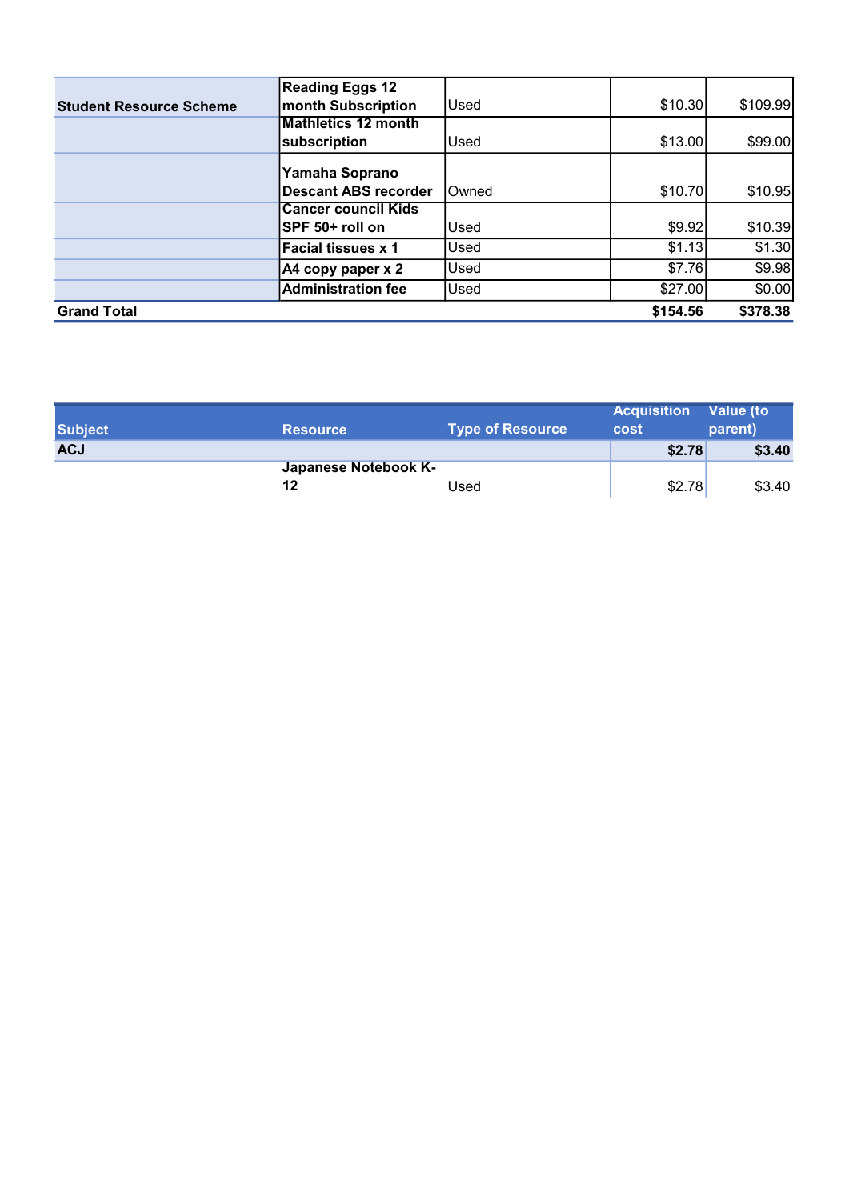| | | | | |
|---|---|---|---|---|
| **Student Resource Scheme** | **Reading Eggs 12 month Subscription** | Used | $10.30 | $109.99 |
| | **Mathletics 12 month subscription** | Used | $13.00 | $99.00 |
| | **Yamaha Soprano Descant ABS recorder** | Owned | $10.70 | $10.95 |
| | **Cancer council Kids SPF 50+ roll on** | Used | $9.92 | $10.39 |
| | **Facial tissues x 1** | Used | $1.13 | $1.30 |
| | **A4 copy paper x 2** | Used | $7.76 | $9.98 |
| | **Administration fee** | Used | $27.00 | $0.00 |
| **Grand Total** | | | **$154.56** | **$378.38** |

| Subject | Resource | Type of Resource | Acquisition cost | Value (to parent) |
|---|---|---|---|---|
| **ACJ** | | | **$2.78** | **$3.40** |
| | **Japanese Notebook K-12** | Used | $2.78 | $3.40 |